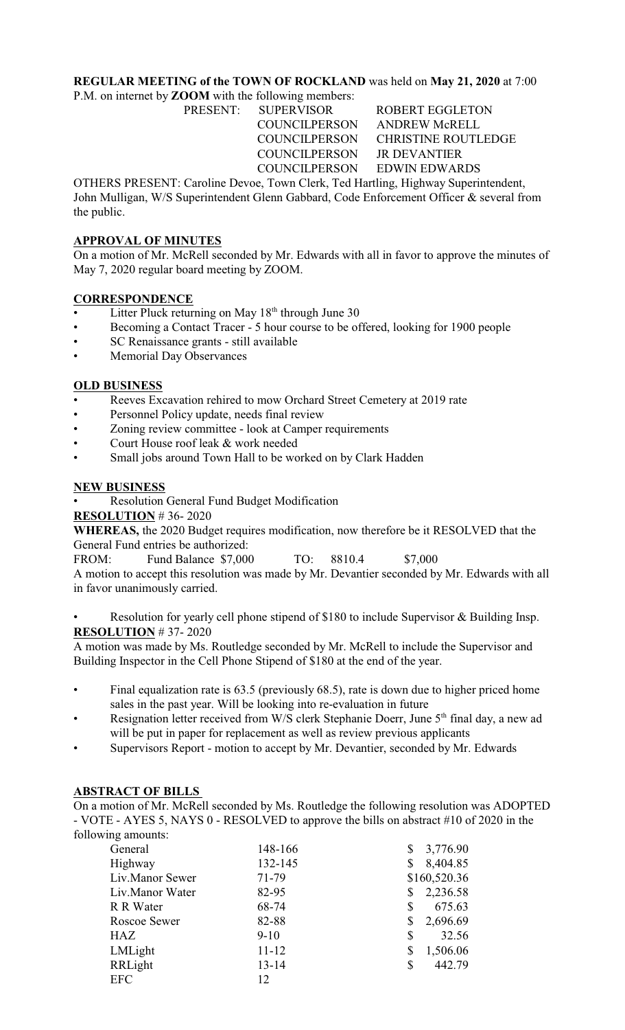**REGULAR MEETING of the TOWN OF ROCKLAND** was held on **May 21, 2020** at 7:00 P.M. on internet by **ZOOM** with the following members:

| | | |
|---|---|---|
| PRESENT: | SUPERVISOR | ROBERT EGGLETON |
| | COUNCILPERSON | ANDREW McRELL |
| | COUNCILPERSON | CHRISTINE ROUTLEDGE |
| | COUNCILPERSON | JR DEVANTIER |
| | COUNCILPERSON | EDWIN EDWARDS |

OTHERS PRESENT: Caroline Devoe, Town Clerk, Ted Hartling, Highway Superintendent, John Mulligan, W/S Superintendent Glenn Gabbard, Code Enforcement Officer & several from the public.

## APPROVAL OF MINUTES

On a motion of Mr. McRell seconded by Mr. Edwards with all in favor to approve the minutes of May 7, 2020 regular board meeting by ZOOM.

## CORRESPONDENCE

- Litter Pluck returning on May 18th through June 30
- Becoming a Contact Tracer - 5 hour course to be offered, looking for 1900 people
- SC Renaissance grants - still available
- Memorial Day Observances

## OLD BUSINESS

- Reeves Excavation rehired to mow Orchard Street Cemetery at 2019 rate
- Personnel Policy update, needs final review
- Zoning review committee - look at Camper requirements
- Court House roof leak & work needed
- Small jobs around Town Hall to be worked on by Clark Hadden

## NEW BUSINESS

- Resolution General Fund Budget Modification

**RESOLUTION** # 36- 2020

**WHEREAS,** the 2020 Budget requires modification, now therefore be it RESOLVED that the General Fund entries be authorized:

FROM: Fund Balance $7,000 TO: 8810.4 $7,000

A motion to accept this resolution was made by Mr. Devantier seconded by Mr. Edwards with all in favor unanimously carried.

- Resolution for yearly cell phone stipend of $180 to include Supervisor & Building Insp.

**RESOLUTION** # 37- 2020

A motion was made by Ms. Routledge seconded by Mr. McRell to include the Supervisor and Building Inspector in the Cell Phone Stipend of $180 at the end of the year.

- Final equalization rate is 63.5 (previously 68.5), rate is down due to higher priced home sales in the past year. Will be looking into re-evaluation in future
- Resignation letter received from W/S clerk Stephanie Doerr, June 5th final day, a new ad will be put in paper for replacement as well as review previous applicants
- Supervisors Report - motion to accept by Mr. Devantier, seconded by Mr. Edwards

## ABSTRACT OF BILLS

On a motion of Mr. McRell seconded by Ms. Routledge the following resolution was ADOPTED - VOTE - AYES 5, NAYS 0 - RESOLVED to approve the bills on abstract #10 of 2020 in the following amounts:

| | | |
|---|---|---|
| General | 148-166 | $ 3,776.90 |
| Highway | 132-145 | $ 8,404.85 |
| Liv.Manor Sewer | 71-79 | $160,520.36 |
| Liv.Manor Water | 82-95 | $ 2,236.58 |
| R R Water | 68-74 | $ 675.63 |
| Roscoe Sewer | 82-88 | $ 2,696.69 |
| HAZ | 9-10 | $ 32.56 |
| LMLight | 11-12 | $ 1,506.06 |
| RRLight | 13-14 | $ 442.79 |
| EFC | 12 | |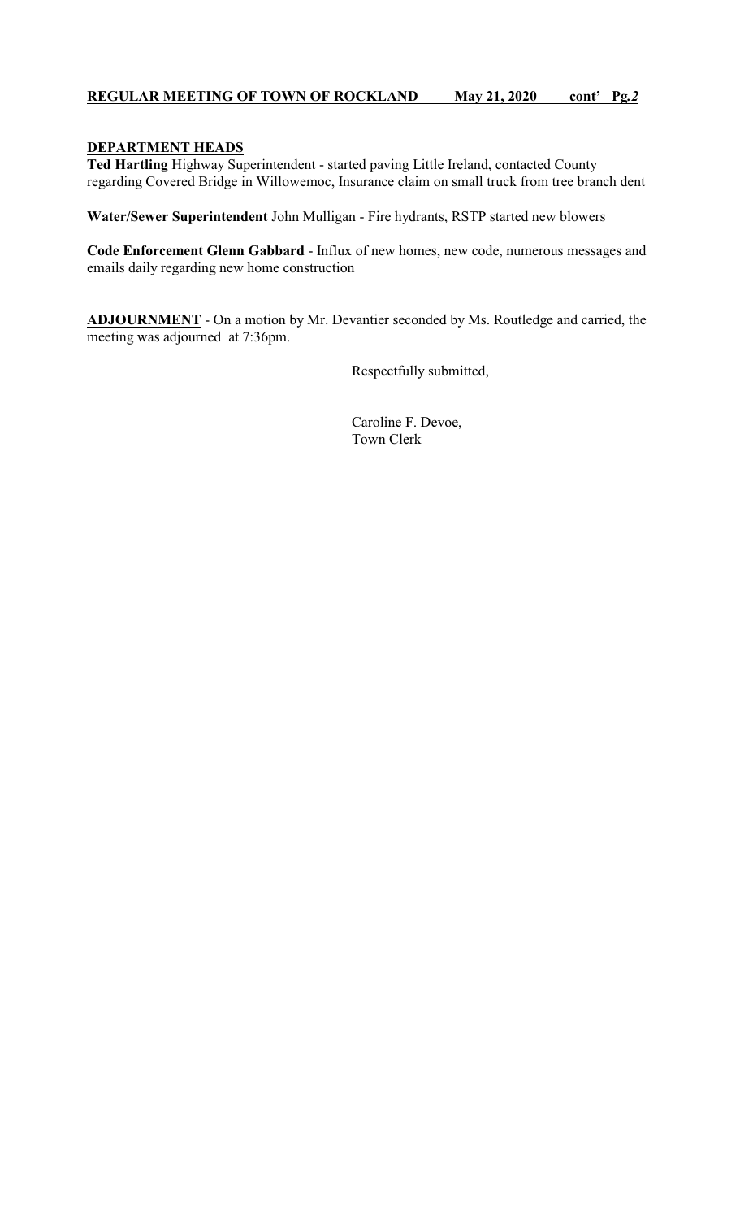**DEPARTMENT HEADS**

**Ted Hartling** Highway Superintendent - started paving Little Ireland, contacted County regarding Covered Bridge in Willowemoc, Insurance claim on small truck from tree branch dent

**Water/Sewer Superintendent** John Mulligan - Fire hydrants, RSTP started new blowers

**Code Enforcement Glenn Gabbard** - Influx of new homes, new code, numerous messages and emails daily regarding new home construction

**ADJOURNMENT** - On a motion by Mr. Devantier seconded by Ms. Routledge and carried, the meeting was adjourned at 7:36pm.

Respectfully submitted,

Caroline F. Devoe,
Town Clerk